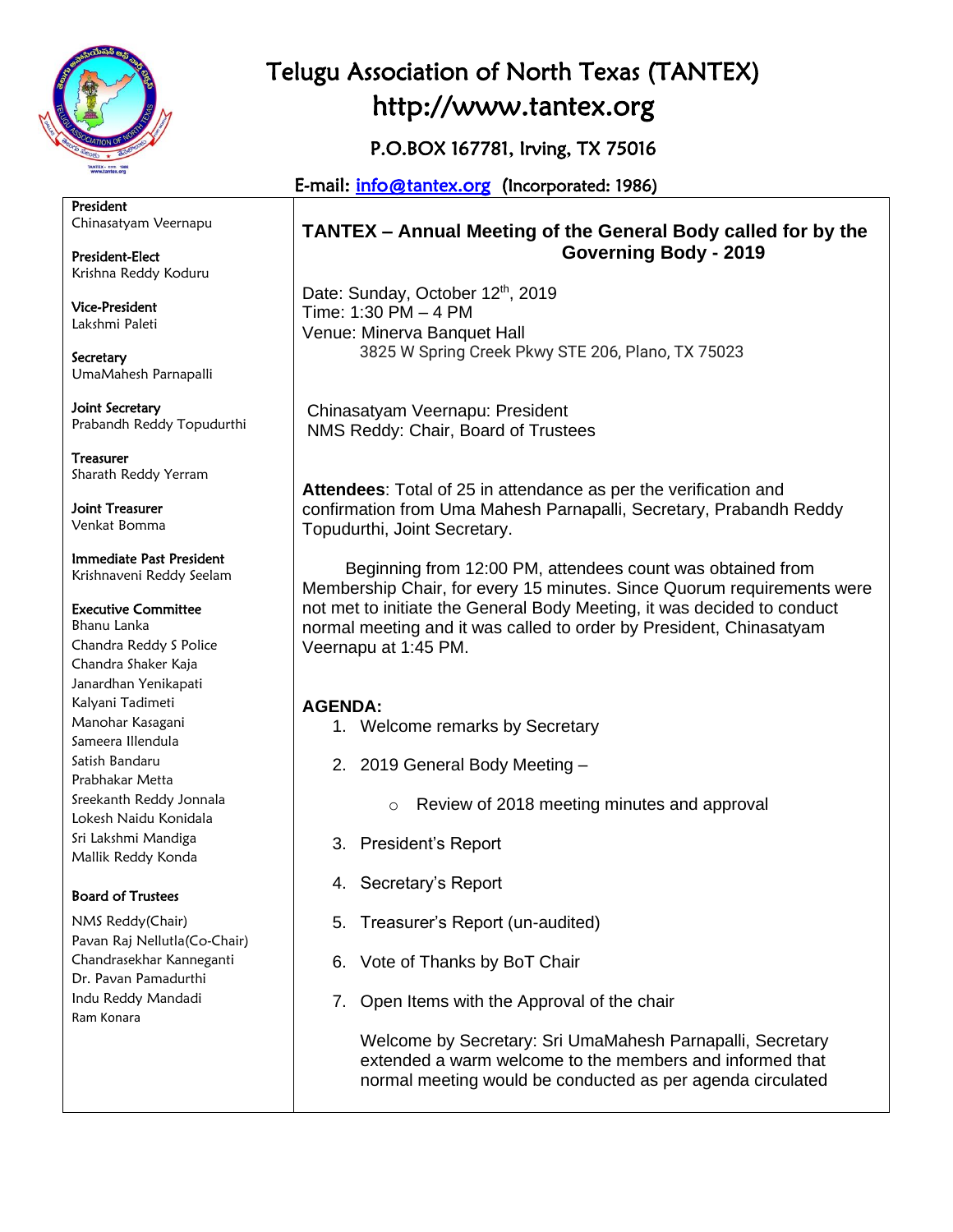# Telugu Association of North Texas (TANTEX)

http://www.tantex.org

P.O.BOX 167781, Irving, TX 75016

E-mail: info@tantex.org (Incorporated: 1986)

**President**
Chinasatyam Veernapu

**President-Elect**
Krishna Reddy Koduru

**Vice-President**
Lakshmi Paleti

**Secretary**
UmaMahesh Parnapalli

**Joint Secretary**
Prabandh Reddy Topudurthi

**Treasurer**
Sharath Reddy Yerram

**Joint Treasurer**
Venkat Bomma

**Immediate Past President**
Krishnaveni Reddy Seelam

**Executive Committee**
Bhanu Lanka
Chandra Reddy S Police
Chandra Shaker Kaja
Janardhan Yenikapati
Kalyani Tadimeti
Manohar Kasagani
Sameera Illendula
Satish Bandaru
Prabhakar Metta
Sreekanth Reddy Jonnala
Lokesh Naidu Konidala
Sri Lakshmi Mandiga
Mallik Reddy Konda

**Board of Trustees**
NMS Reddy(Chair)
Pavan Raj Nellutla(Co-Chair)
Chandrasekhar Kanneganti
Dr. Pavan Pamadurthi
Indu Reddy Mandadi
Ram Konara

## TANTEX – Annual Meeting of the General Body called for by the Governing Body - 2019

Date: Sunday, October 12th, 2019
Time: 1:30 PM – 4 PM
Venue: Minerva Banquet Hall
3825 W Spring Creek Pkwy STE 206, Plano, TX 75023

Chinasatyam Veernapu: President
NMS Reddy: Chair, Board of Trustees

**Attendees**: Total of 25 in attendance as per the verification and confirmation from Uma Mahesh Parnapalli, Secretary, Prabandh Reddy Topudurthi, Joint Secretary.

Beginning from 12:00 PM, attendees count was obtained from Membership Chair, for every 15 minutes. Since Quorum requirements were not met to initiate the General Body Meeting, it was decided to conduct normal meeting and it was called to order by President, Chinasatyam Veernapu at 1:45 PM.

**AGENDA:**

1. Welcome remarks by Secretary
2. 2019 General Body Meeting –
   - Review of 2018 meeting minutes and approval
3. President's Report
4. Secretary's Report
5. Treasurer's Report (un-audited)
6. Vote of Thanks by BoT Chair
7. Open Items with the Approval of the chair

Welcome by Secretary: Sri UmaMahesh Parnapalli, Secretary extended a warm welcome to the members and informed that normal meeting would be conducted as per agenda circulated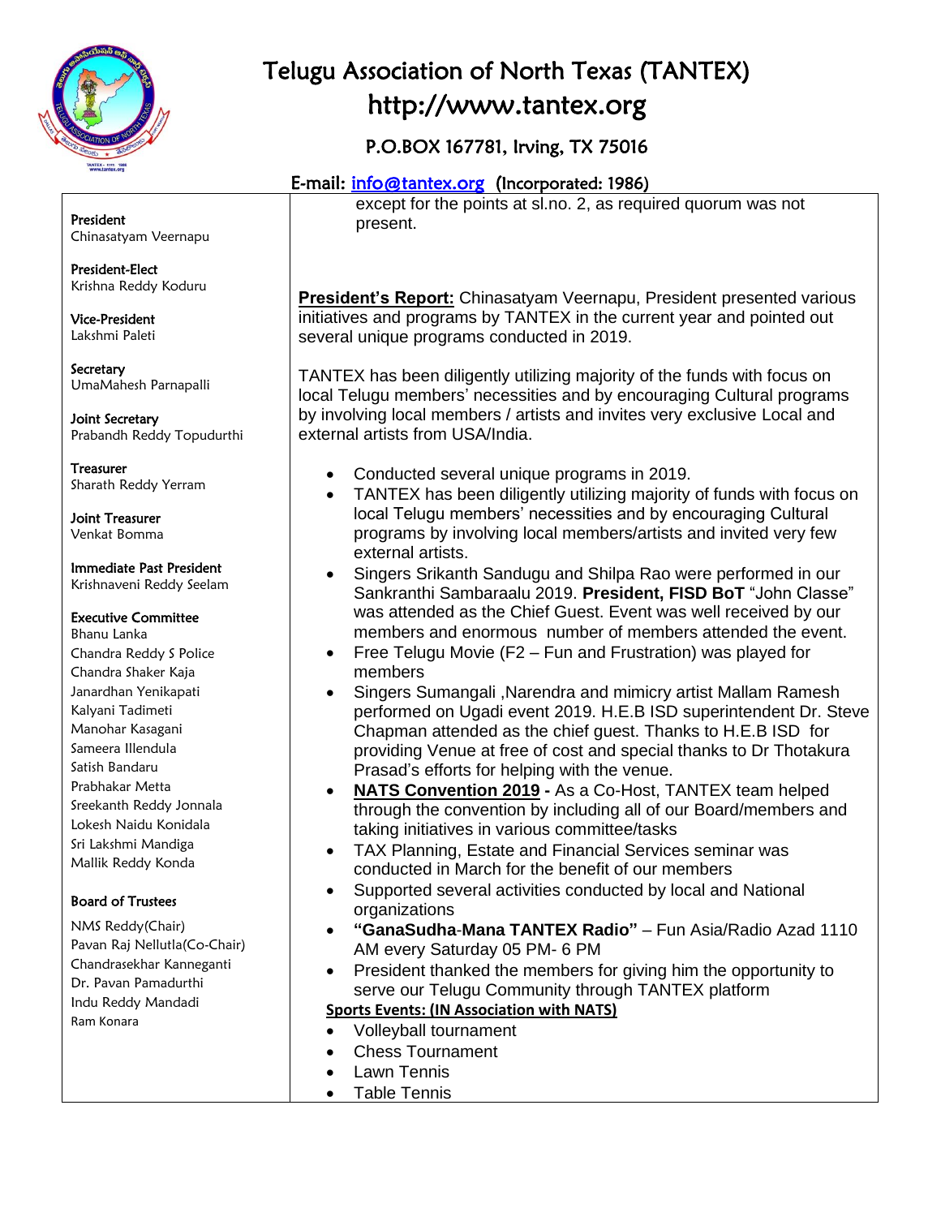# Telugu Association of North Texas (TANTEX)

## http://www.tantex.org

### P.O.BOX 167781, Irving, TX 75016

**E-mail: info@tantex.org (Incorporated: 1986)**

**President**
Chinasatyam Veernapu

**President-Elect**
Krishna Reddy Koduru

**Vice-President**
Lakshmi Paleti

**Secretary**
UmaMahesh Parnapalli

**Joint Secretary**
Prabandh Reddy Topudurthi

**Treasurer**
Sharath Reddy Yerram

**Joint Treasurer**
Venkat Bomma

**Immediate Past President**
Krishnaveni Reddy Seelam

**Executive Committee**
Bhanu Lanka
Chandra Reddy S Police
Chandra Shaker Kaja
Janardhan Yenikapati
Kalyani Tadimeti
Manohar Kasagani
Sameera Illendula
Satish Bandaru
Prabhakar Metta
Sreekanth Reddy Jonnala
Lokesh Naidu Konidala
Sri Lakshmi Mandiga
Mallik Reddy Konda

**Board of Trustees**
NMS Reddy(Chair)
Pavan Raj Nellutla(Co-Chair)
Chandrasekhar Kanneganti
Dr. Pavan Pamadurthi
Indu Reddy Mandadi
Ram Konara

except for the points at sl.no. 2, as required quorum was not present.

**President's Report:** Chinasatyam Veernapu, President presented various initiatives and programs by TANTEX in the current year and pointed out several unique programs conducted in 2019.

TANTEX has been diligently utilizing majority of the funds with focus on local Telugu members' necessities and by encouraging Cultural programs by involving local members / artists and invites very exclusive Local and external artists from USA/India.

- Conducted several unique programs in 2019.
- TANTEX has been diligently utilizing majority of funds with focus on local Telugu members' necessities and by encouraging Cultural programs by involving local members/artists and invited very few external artists.
- Singers Srikanth Sandugu and Shilpa Rao were performed in our Sankranthi Sambaraalu 2019. **President, FISD BoT** "John Classe" was attended as the Chief Guest. Event was well received by our members and enormous number of members attended the event.
- Free Telugu Movie (F2 – Fun and Frustration) was played for members
- Singers Sumangali ,Narendra and mimicry artist Mallam Ramesh performed on Ugadi event 2019. H.E.B ISD superintendent Dr. Steve Chapman attended as the chief guest. Thanks to H.E.B ISD for providing Venue at free of cost and special thanks to Dr Thotakura Prasad's efforts for helping with the venue.
- **NATS Convention 2019 -** As a Co-Host, TANTEX team helped through the convention by including all of our Board/members and taking initiatives in various committee/tasks
- TAX Planning, Estate and Financial Services seminar was conducted in March for the benefit of our members
- Supported several activities conducted by local and National organizations
- **"GanaSudha-Mana TANTEX Radio"** – Fun Asia/Radio Azad 1110 AM every Saturday 05 PM- 6 PM
- President thanked the members for giving him the opportunity to serve our Telugu Community through TANTEX platform

**Sports Events: (IN Association with NATS)**

- Volleyball tournament
- Chess Tournament
- Lawn Tennis
- Table Tennis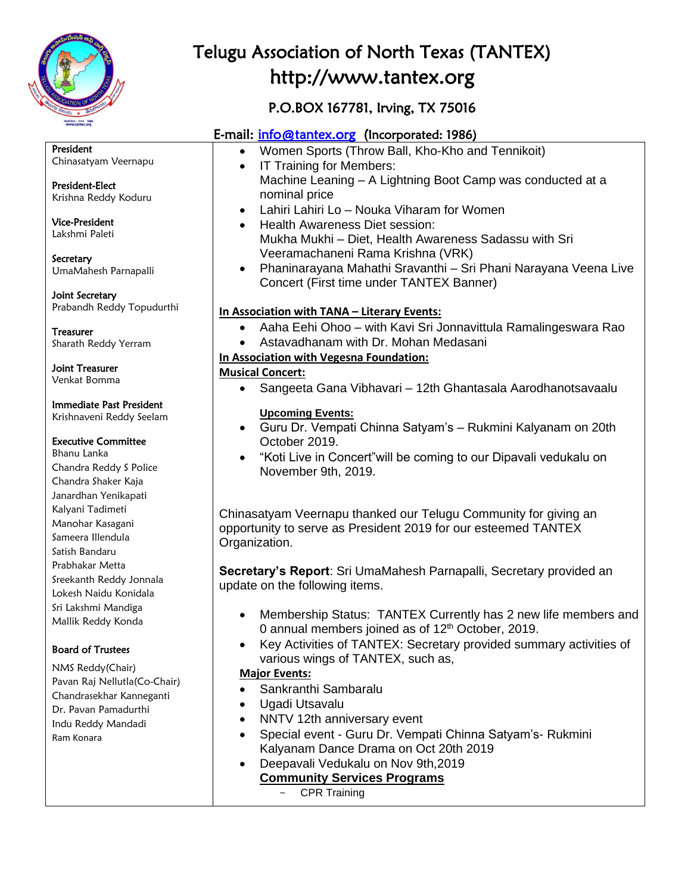# Telugu Association of North Texas (TANTEX)

## http://www.tantex.org

### P.O.BOX 167781, Irving, TX 75016

E-mail: info@tantex.org (Incorporated: 1986)

**President**
Chinasatyam Veernapu

**President-Elect**
Krishna Reddy Koduru

**Vice-President**
Lakshmi Paleti

**Secretary**
UmaMahesh Parnapalli

**Joint Secretary**
Prabandh Reddy Topudurthi

**Treasurer**
Sharath Reddy Yerram

**Joint Treasurer**
Venkat Bomma

**Immediate Past President**
Krishnaveni Reddy Seelam

**Executive Committee**
Bhanu Lanka
Chandra Reddy S Police
Chandra Shaker Kaja
Janardhan Yenikapati
Kalyani Tadimeti
Manohar Kasagani
Sameera Illendula
Satish Bandaru
Prabhakar Metta
Sreekanth Reddy Jonnala
Lokesh Naidu Konidala
Sri Lakshmi Mandiga
Mallik Reddy Konda

**Board of Trustees**
NMS Reddy(Chair)
Pavan Raj Nellutla(Co-Chair)
Chandrasekhar Kanneganti
Dr. Pavan Pamadurthi
Indu Reddy Mandadi
Ram Konara

- Women Sports (Throw Ball, Kho-Kho and Tennikoit)
- IT Training for Members:
  Machine Leaning – A Lightning Boot Camp was conducted at a nominal price
- Lahiri Lahiri Lo – Nouka Viharam for Women
- Health Awareness Diet session:
  Mukha Mukhi – Diet, Health Awareness Sadassu with Sri Veeramachaneni Rama Krishna (VRK)
- Phaninarayana Mahathi Sravanthi – Sri Phani Narayana Veena Live Concert (First time under TANTEX Banner)

**In Association with TANA – Literary Events:**

- Aaha Eehi Ohoo – with Kavi Sri Jonnavittula Ramalingeswara Rao
- Astavadhanam with Dr. Mohan Medasani

**In Association with Vegesna Foundation:**

**Musical Concert:**

- Sangeeta Gana Vibhavari – 12th Ghantasala Aarodhanotsavaalu

**Upcoming Events:**

- Guru Dr. Vempati Chinna Satyam's – Rukmini Kalyanam on 20th October 2019.
- "Koti Live in Concert"will be coming to our Dipavali vedukalu on November 9th, 2019.

Chinasatyam Veernapu thanked our Telugu Community for giving an opportunity to serve as President 2019 for our esteemed TANTEX Organization.

**Secretary's Report**: Sri UmaMahesh Parnapalli, Secretary provided an update on the following items.

- Membership Status: TANTEX Currently has 2 new life members and 0 annual members joined as of 12th October, 2019.
- Key Activities of TANTEX: Secretary provided summary activities of various wings of TANTEX, such as,

**Major Events:**

- Sankranthi Sambaralu
- Ugadi Utsavalu
- NNTV 12th anniversary event
- Special event - Guru Dr. Vempati Chinna Satyam's- Rukmini Kalyanam Dance Drama on Oct 20th 2019
- Deepavali Vedukalu on Nov 9th,2019

**Community Services Programs**

- CPR Training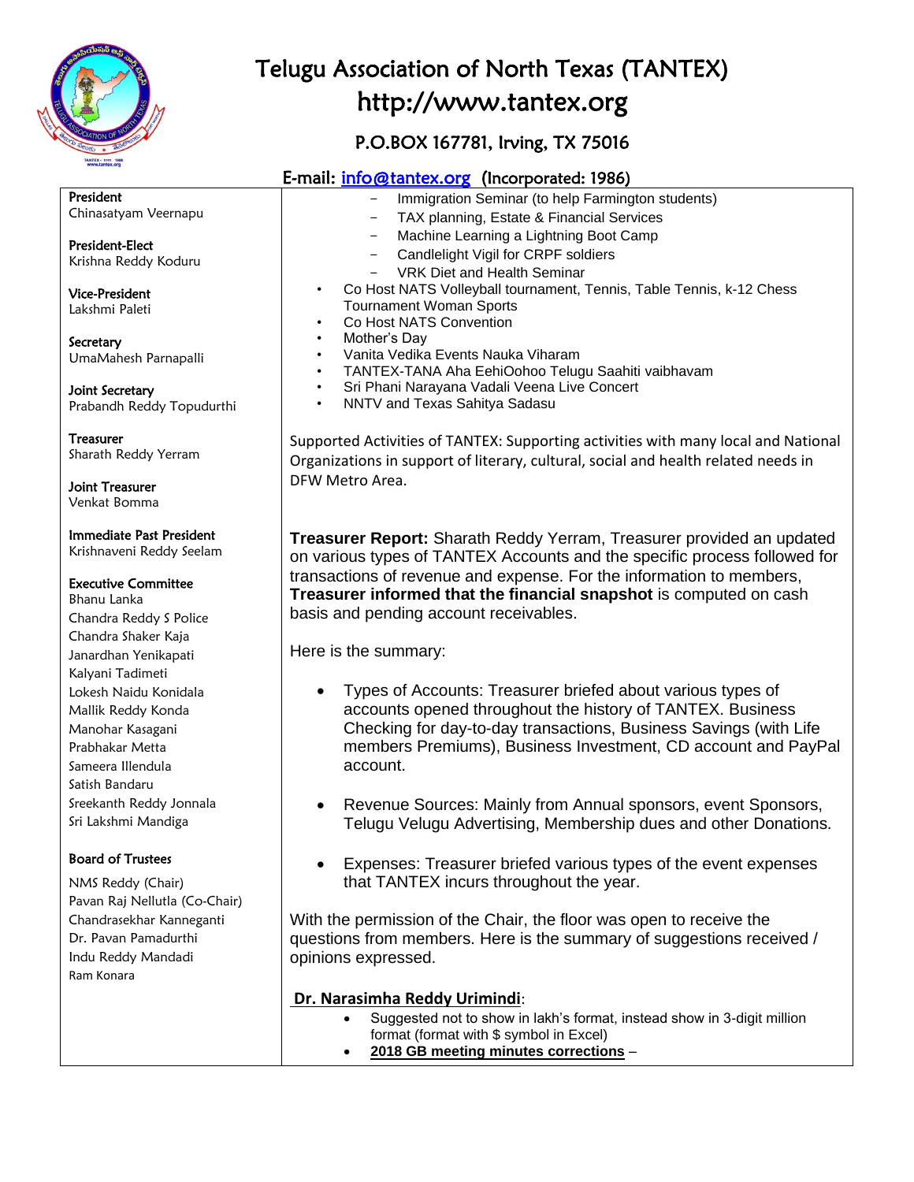# Telugu Association of North Texas (TANTEX)

## http://www.tantex.org

### P.O.BOX 167781, Irving, TX 75016

### E-mail: info@tantex.org (Incorporated: 1986)

**President**
Chinasatyam Veernapu

**President-Elect**
Krishna Reddy Koduru

**Vice-President**
Lakshmi Paleti

**Secretary**
UmaMahesh Parnapalli

**Joint Secretary**
Prabandh Reddy Topudurthi

**Treasurer**
Sharath Reddy Yerram

**Joint Treasurer**
Venkat Bomma

**Immediate Past President**
Krishnaveni Reddy Seelam

**Executive Committee**
Bhanu Lanka
Chandra Reddy S Police
Chandra Shaker Kaja
Janardhan Yenikapati
Kalyani Tadimeti
Lokesh Naidu Konidala
Mallik Reddy Konda
Manohar Kasagani
Prabhakar Metta
Sameera Illendula
Satish Bandaru
Sreekanth Reddy Jonnala
Sri Lakshmi Mandiga

**Board of Trustees**
NMS Reddy (Chair)
Pavan Raj Nellutla (Co-Chair)
Chandrasekhar Kanneganti
Dr. Pavan Pamadurthi
Indu Reddy Mandadi
Ram Konara

- Immigration Seminar (to help Farmington students)
- TAX planning, Estate & Financial Services
- Machine Learning a Lightning Boot Camp
- Candlelight Vigil for CRPF soldiers
- VRK Diet and Health Seminar

- Co Host NATS Volleyball tournament, Tennis, Table Tennis, k-12 Chess Tournament Woman Sports
- Co Host NATS Convention
- Mother's Day
- Vanita Vedika Events Nauka Viharam
- TANTEX-TANA Aha EehiOohoo Telugu Saahiti vaibhavam
- Sri Phani Narayana Vadali Veena Live Concert
- NNTV and Texas Sahitya Sadasu

Supported Activities of TANTEX: Supporting activities with many local and National Organizations in support of literary, cultural, social and health related needs in DFW Metro Area.

**Treasurer Report:** Sharath Reddy Yerram, Treasurer provided an updated on various types of TANTEX Accounts and the specific process followed for transactions of revenue and expense. For the information to members, **Treasurer informed that the financial snapshot** is computed on cash basis and pending account receivables.

Here is the summary:

- Types of Accounts: Treasurer briefed about various types of accounts opened throughout the history of TANTEX. Business Checking for day-to-day transactions, Business Savings (with Life members Premiums), Business Investment, CD account and PayPal account.

- Revenue Sources: Mainly from Annual sponsors, event Sponsors, Telugu Velugu Advertising, Membership dues and other Donations.

- Expenses: Treasurer briefed various types of the event expenses that TANTEX incurs throughout the year.

With the permission of the Chair, the floor was open to receive the questions from members. Here is the summary of suggestions received / opinions expressed.

**Dr. Narasimha Reddy Urimindi**:

- Suggested not to show in lakh's format, instead show in 3-digit million format (format with $ symbol in Excel)
- **2018 GB meeting minutes corrections** –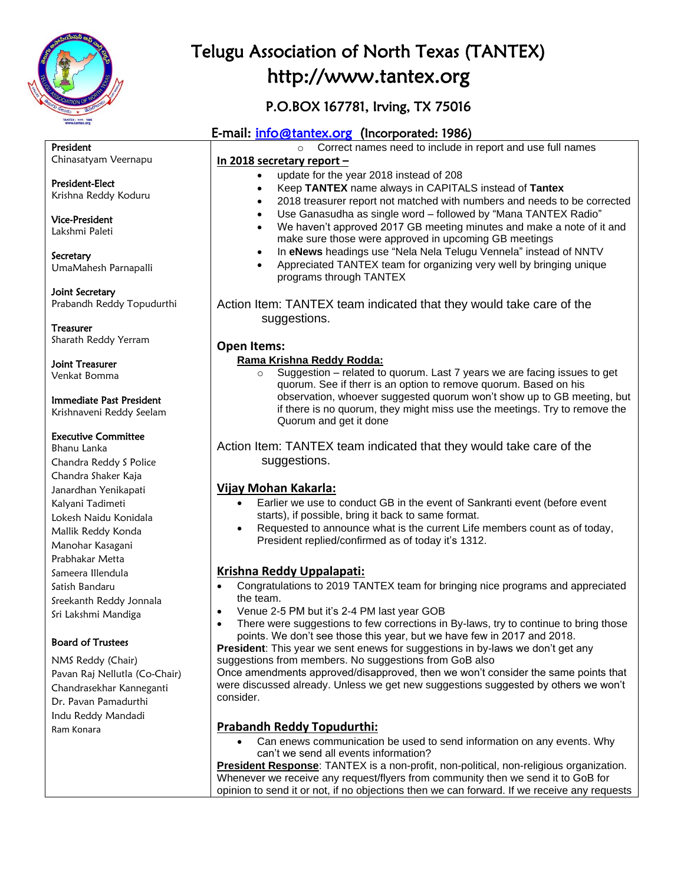# Telugu Association of North Texas (TANTEX)

http://www.tantex.org

P.O.BOX 167781, Irving, TX 75016

E-mail: info@tantex.org (Incorporated: 1986)

**President**
Chinasatyam Veernapu

**President-Elect**
Krishna Reddy Koduru

**Vice-President**
Lakshmi Paleti

**Secretary**
UmaMahesh Parnapalli

**Joint Secretary**
Prabandh Reddy Topudurthi

**Treasurer**
Sharath Reddy Yerram

**Joint Treasurer**
Venkat Bomma

**Immediate Past President**
Krishnaveni Reddy Seelam

**Executive Committee**
Bhanu Lanka
Chandra Reddy S Police
Chandra Shaker Kaja
Janardhan Yenikapati
Kalyani Tadimeti
Lokesh Naidu Konidala
Mallik Reddy Konda
Manohar Kasagani
Prabhakar Metta
Sameera Illendula
Satish Bandaru
Sreekanth Reddy Jonnala
Sri Lakshmi Mandiga

**Board of Trustees**
NMS Reddy (Chair)
Pavan Raj Nellutla (Co-Chair)
Chandrasekhar Kanneganti
Dr. Pavan Pamadurthi
Indu Reddy Mandadi
Ram Konara

- Correct names need to include in report and use full names

**In 2018 secretary report –**

- update for the year 2018 instead of 208
- Keep **TANTEX** name always in CAPITALS instead of **Tantex**
- 2018 treasurer report not matched with numbers and needs to be corrected
- Use Ganasudha as single word – followed by "Mana TANTEX Radio"
- We haven't approved 2017 GB meeting minutes and make a note of it and make sure those were approved in upcoming GB meetings
- In **eNews** headings use "Nela Nela Telugu Vennela" instead of NNTV
- Appreciated TANTEX team for organizing very well by bringing unique programs through TANTEX

Action Item: TANTEX team indicated that they would take care of the suggestions.

## Open Items:

**Rama Krishna Reddy Rodda:**

- Suggestion – related to quorum. Last 7 years we are facing issues to get quorum. See if therr is an option to remove quorum. Based on his observation, whoever suggested quorum won't show up to GB meeting, but if there is no quorum, they might miss use the meetings. Try to remove the Quorum and get it done

Action Item: TANTEX team indicated that they would take care of the suggestions.

### Vijay Mohan Kakarla:

- Earlier we use to conduct GB in the event of Sankranti event (before event starts), if possible, bring it back to same format.
- Requested to announce what is the current Life members count as of today, President replied/confirmed as of today it's 1312.

### Krishna Reddy Uppalapati:

- Congratulations to 2019 TANTEX team for bringing nice programs and appreciated the team.
- Venue 2-5 PM but it's 2-4 PM last year GOB
- There were suggestions to few corrections in By-laws, try to continue to bring those points. We don't see those this year, but we have few in 2017 and 2018.

**President**: This year we sent enews for suggestions in by-laws we don't get any suggestions from members. No suggestions from GoB also
Once amendments approved/disapproved, then we won't consider the same points that were discussed already. Unless we get new suggestions suggested by others we won't consider.

### Prabandh Reddy Topudurthi:

- Can enews communication be used to send information on any events. Why can't we send all events information?

**President Response**: TANTEX is a non-profit, non-political, non-religious organization. Whenever we receive any request/flyers from community then we send it to GoB for opinion to send it or not, if no objections then we can forward. If we receive any requests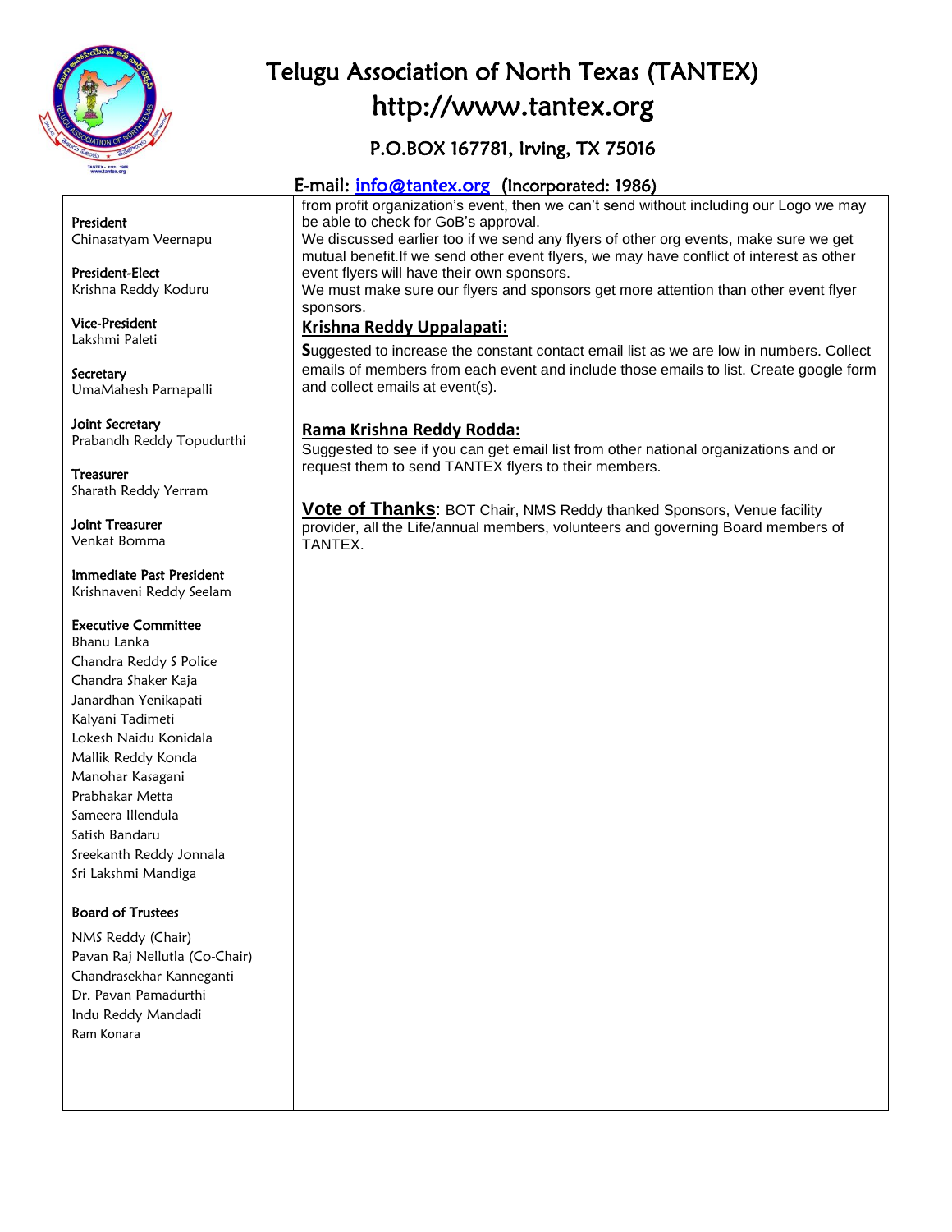# Telugu Association of North Texas (TANTEX)

## http://www.tantex.org

### P.O.BOX 167781, Irving, TX 75016

### E-mail: info@tantex.org (Incorporated: 1986)

**President**
Chinasatyam Veernapu

**President-Elect**
Krishna Reddy Koduru

**Vice-President**
Lakshmi Paleti

**Secretary**
UmaMahesh Parnapalli

**Joint Secretary**
Prabandh Reddy Topudurthi

**Treasurer**
Sharath Reddy Yerram

**Joint Treasurer**
Venkat Bomma

**Immediate Past President**
Krishnaveni Reddy Seelam

**Executive Committee**
Bhanu Lanka
Chandra Reddy S Police
Chandra Shaker Kaja
Janardhan Yenikapati
Kalyani Tadimeti
Lokesh Naidu Konidala
Mallik Reddy Konda
Manohar Kasagani
Prabhakar Metta
Sameera Illendula
Satish Bandaru
Sreekanth Reddy Jonnala
Sri Lakshmi Mandiga

**Board of Trustees**
NMS Reddy (Chair)
Pavan Raj Nellutla (Co-Chair)
Chandrasekhar Kanneganti
Dr. Pavan Pamadurthi
Indu Reddy Mandadi
Ram Konara

from profit organization's event, then we can't send without including our Logo we may be able to check for GoB's approval.
We discussed earlier too if we send any flyers of other org events, make sure we get mutual benefit.If we send other event flyers, we may have conflict of interest as other event flyers will have their own sponsors.
We must make sure our flyers and sponsors get more attention than other event flyer sponsors.

**Krishna Reddy Uppalapati:**

Suggested to increase the constant contact email list as we are low in numbers. Collect emails of members from each event and include those emails to list. Create google form and collect emails at event(s).

**Rama Krishna Reddy Rodda:**

Suggested to see if you can get email list from other national organizations and or request them to send TANTEX flyers to their members.

**Vote of Thanks**: BOT Chair, NMS Reddy thanked Sponsors, Venue facility provider, all the Life/annual members, volunteers and governing Board members of TANTEX.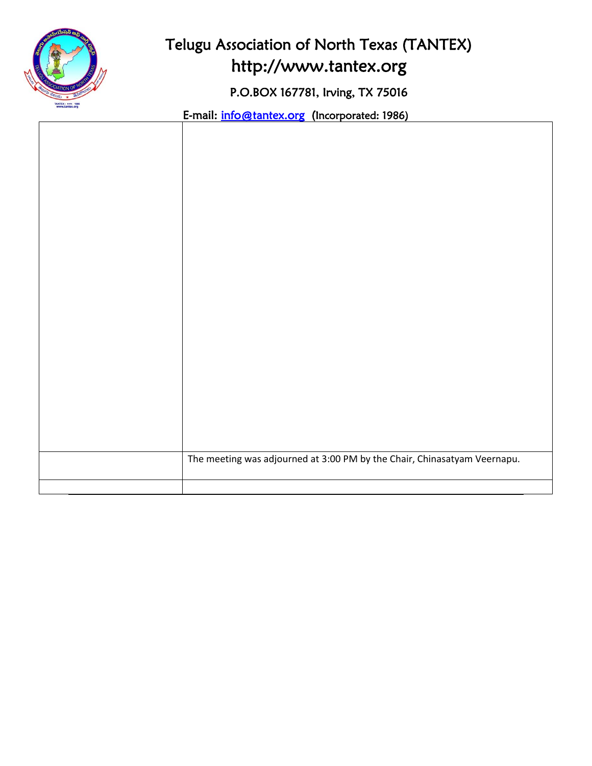# Telugu Association of North Texas (TANTEX)

http://www.tantex.org

P.O.BOX 167781, Irving, TX 75016

E-mail: info@tantex.org (Incorporated: 1986)

| | |
|---|---|
| | |
| | The meeting was adjourned at 3:00 PM by the Chair, Chinasatyam Veernapu. |
| | |